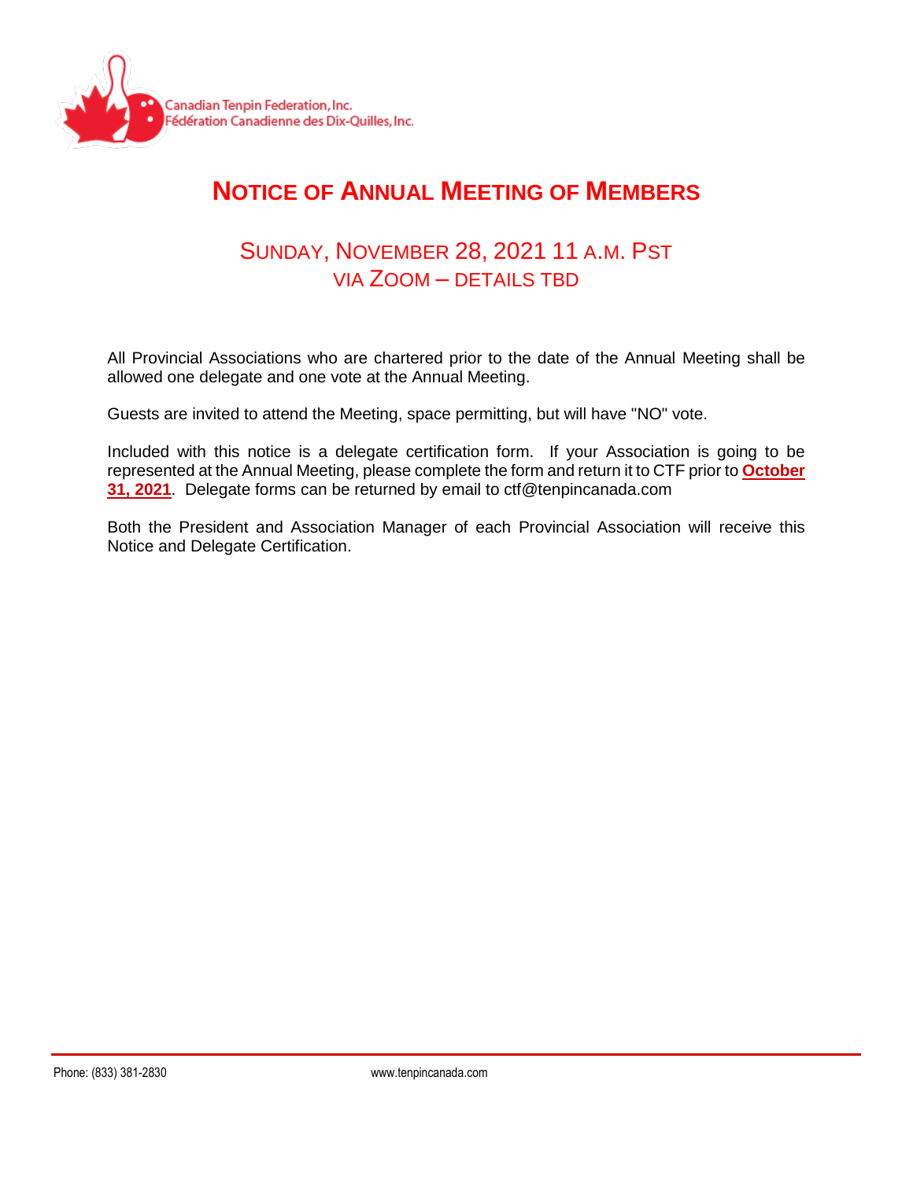Canadian Tenpin Federation, Inc.
Fédération Canadienne des Dix-Quilles, Inc.

# NOTICE OF ANNUAL MEETING OF MEMBERS

## SUNDAY, NOVEMBER 28, 2021 11 A.M. PST
## VIA ZOOM – DETAILS TBD

All Provincial Associations who are chartered prior to the date of the Annual Meeting shall be allowed one delegate and one vote at the Annual Meeting.

Guests are invited to attend the Meeting, space permitting, but will have "NO" vote.

Included with this notice is a delegate certification form. If your Association is going to be represented at the Annual Meeting, please complete the form and return it to CTF prior to **October 31, 2021**. Delegate forms can be returned by email to ctf@tenpincanada.com

Both the President and Association Manager of each Provincial Association will receive this Notice and Delegate Certification.

Phone: (833) 381-2830 www.tenpincanada.com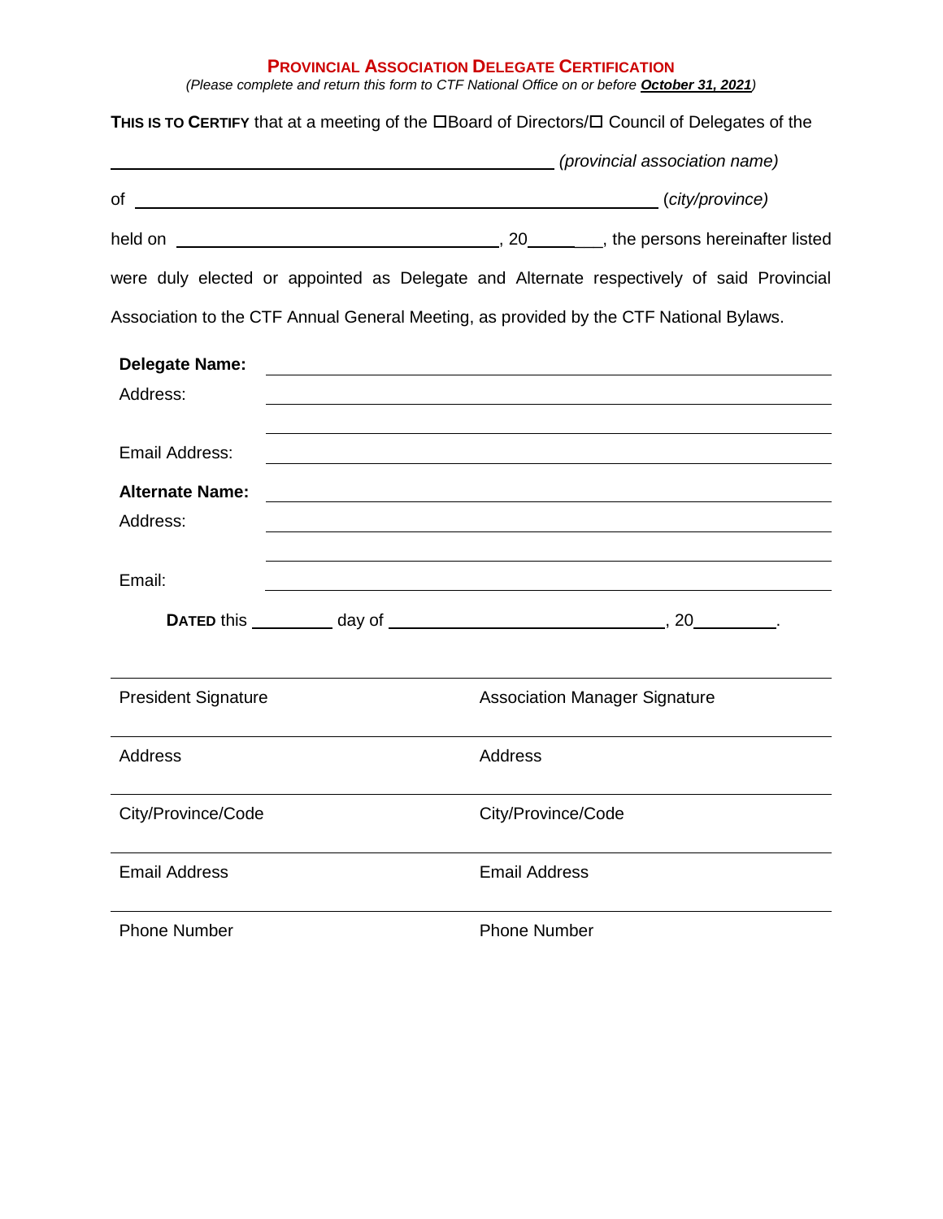# PROVINCIAL ASSOCIATION DELEGATE CERTIFICATION

*(Please complete and return this form to CTF National Office on or before* ***October 31, 2021****)*

**THIS IS TO CERTIFY** that at a meeting of the ☐Board of Directors/☐ Council of Delegates of the

_____________________________________________ *(provincial association name)*

of _____________________________________________________ (*city/province)*

held on ________________________________, 20_________, the persons hereinafter listed were duly elected or appointed as Delegate and Alternate respectively of said Provincial Association to the CTF Annual General Meeting, as provided by the CTF National Bylaws.

**Delegate Name:** ______________________________________________

Address: ______________________________________________

______________________________________________

Email Address: ______________________________________________

**Alternate Name:** ______________________________________________

Address: ______________________________________________

______________________________________________

Email: ______________________________________________

**DATED** this ________ day of ___________________________, 20_________.

| | |
|---|---|
| President Signature | Association Manager Signature |
| Address | Address |
| City/Province/Code | City/Province/Code |
| Email Address | Email Address |
| Phone Number | Phone Number |